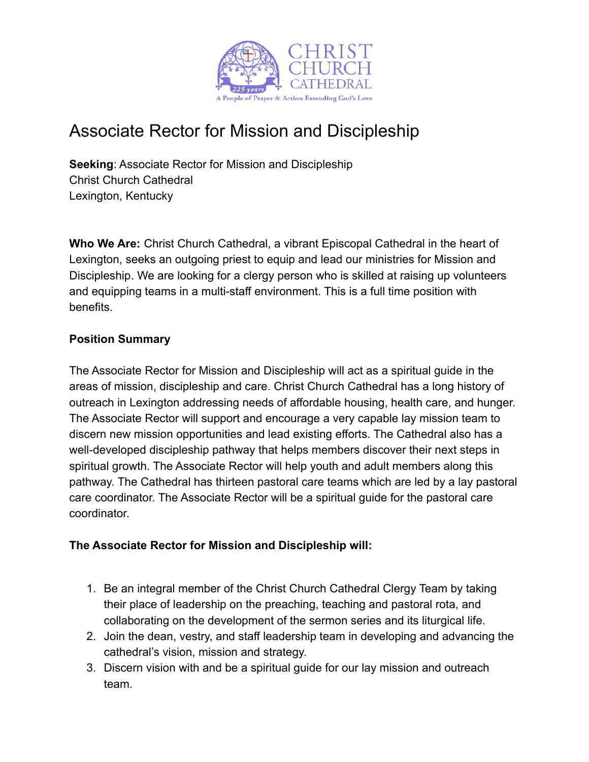CHRIST CHURCH CATHEDRAL

225 years

A People of Prayer & Action Extending God's Love

# Associate Rector for Mission and Discipleship

**Seeking**: Associate Rector for Mission and Discipleship
Christ Church Cathedral
Lexington, Kentucky

**Who We Are:** Christ Church Cathedral, a vibrant Episcopal Cathedral in the heart of Lexington, seeks an outgoing priest to equip and lead our ministries for Mission and Discipleship. We are looking for a clergy person who is skilled at raising up volunteers and equipping teams in a multi-staff environment. This is a full time position with benefits.

**Position Summary**

The Associate Rector for Mission and Discipleship will act as a spiritual guide in the areas of mission, discipleship and care. Christ Church Cathedral has a long history of outreach in Lexington addressing needs of affordable housing, health care, and hunger. The Associate Rector will support and encourage a very capable lay mission team to discern new mission opportunities and lead existing efforts. The Cathedral also has a well-developed discipleship pathway that helps members discover their next steps in spiritual growth. The Associate Rector will help youth and adult members along this pathway. The Cathedral has thirteen pastoral care teams which are led by a lay pastoral care coordinator. The Associate Rector will be a spiritual guide for the pastoral care coordinator.

**The Associate Rector for Mission and Discipleship will:**

1. Be an integral member of the Christ Church Cathedral Clergy Team by taking their place of leadership on the preaching, teaching and pastoral rota, and collaborating on the development of the sermon series and its liturgical life.
2. Join the dean, vestry, and staff leadership team in developing and advancing the cathedral's vision, mission and strategy.
3. Discern vision with and be a spiritual guide for our lay mission and outreach team.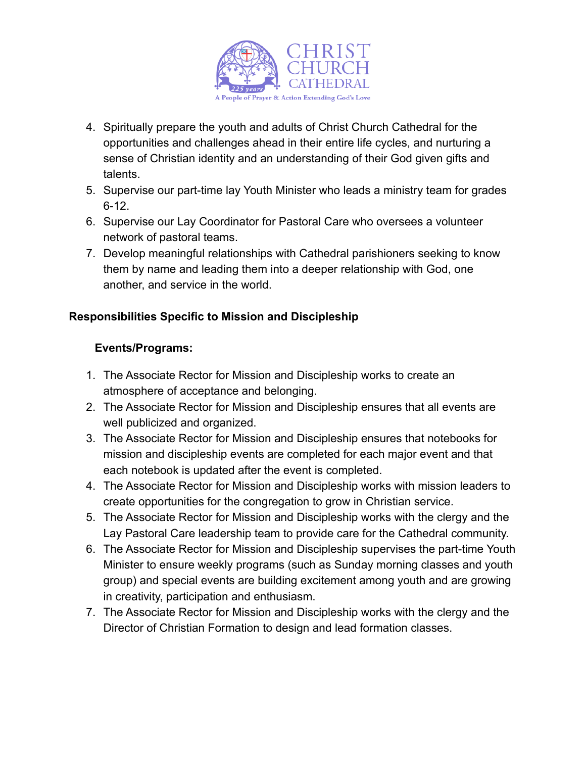4. Spiritually prepare the youth and adults of Christ Church Cathedral for the opportunities and challenges ahead in their entire life cycles, and nurturing a sense of Christian identity and an understanding of their God given gifts and talents.
5. Supervise our part-time lay Youth Minister who leads a ministry team for grades 6-12.
6. Supervise our Lay Coordinator for Pastoral Care who oversees a volunteer network of pastoral teams.
7. Develop meaningful relationships with Cathedral parishioners seeking to know them by name and leading them into a deeper relationship with God, one another, and service in the world.

**Responsibilities Specific to Mission and Discipleship**

**Events/Programs:**

1. The Associate Rector for Mission and Discipleship works to create an atmosphere of acceptance and belonging.
2. The Associate Rector for Mission and Discipleship ensures that all events are well publicized and organized.
3. The Associate Rector for Mission and Discipleship ensures that notebooks for mission and discipleship events are completed for each major event and that each notebook is updated after the event is completed.
4. The Associate Rector for Mission and Discipleship works with mission leaders to create opportunities for the congregation to grow in Christian service.
5. The Associate Rector for Mission and Discipleship works with the clergy and the Lay Pastoral Care leadership team to provide care for the Cathedral community.
6. The Associate Rector for Mission and Discipleship supervises the part-time Youth Minister to ensure weekly programs (such as Sunday morning classes and youth group) and special events are building excitement among youth and are growing in creativity, participation and enthusiasm.
7. The Associate Rector for Mission and Discipleship works with the clergy and the Director of Christian Formation to design and lead formation classes.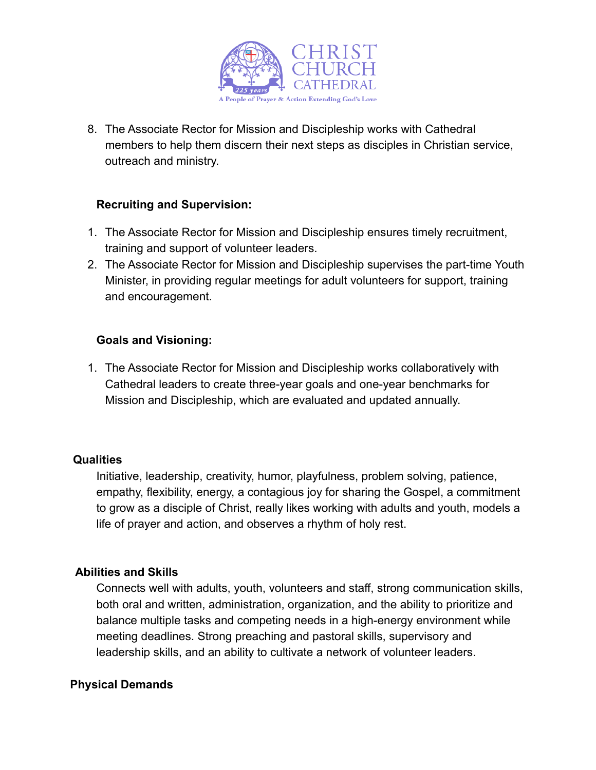8. The Associate Rector for Mission and Discipleship works with Cathedral members to help them discern their next steps as disciples in Christian service, outreach and ministry.

**Recruiting and Supervision:**

1. The Associate Rector for Mission and Discipleship ensures timely recruitment, training and support of volunteer leaders.
2. The Associate Rector for Mission and Discipleship supervises the part-time Youth Minister, in providing regular meetings for adult volunteers for support, training and encouragement.

**Goals and Visioning:**

1. The Associate Rector for Mission and Discipleship works collaboratively with Cathedral leaders to create three-year goals and one-year benchmarks for Mission and Discipleship, which are evaluated and updated annually.

**Qualities**

Initiative, leadership, creativity, humor, playfulness, problem solving, patience, empathy, flexibility, energy, a contagious joy for sharing the Gospel, a commitment to grow as a disciple of Christ, really likes working with adults and youth, models a life of prayer and action, and observes a rhythm of holy rest.

**Abilities and Skills**

Connects well with adults, youth, volunteers and staff, strong communication skills, both oral and written, administration, organization, and the ability to prioritize and balance multiple tasks and competing needs in a high-energy environment while meeting deadlines. Strong preaching and pastoral skills, supervisory and leadership skills, and an ability to cultivate a network of volunteer leaders.

**Physical Demands**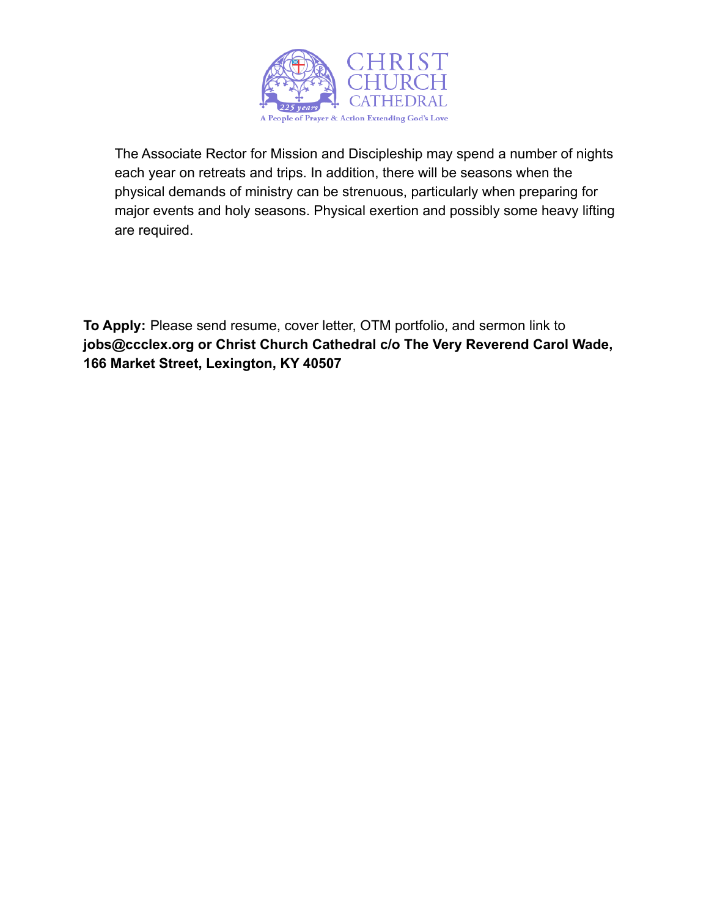The Associate Rector for Mission and Discipleship may spend a number of nights each year on retreats and trips. In addition, there will be seasons when the physical demands of ministry can be strenuous, particularly when preparing for major events and holy seasons. Physical exertion and possibly some heavy lifting are required.

**To Apply:** Please send resume, cover letter, OTM portfolio, and sermon link to **jobs@ccclex.org or Christ Church Cathedral c/o The Very Reverend Carol Wade, 166 Market Street, Lexington, KY 40507**